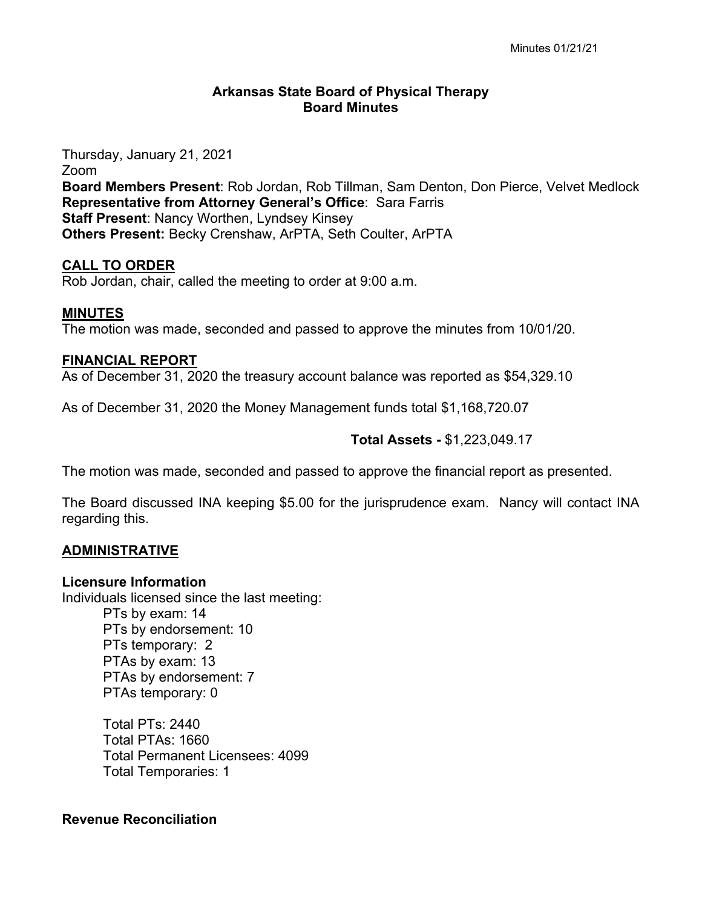# Arkansas State Board of Physical Therapy
## Board Minutes

Thursday, January 21, 2021
Zoom
**Board Members Present**: Rob Jordan, Rob Tillman, Sam Denton, Don Pierce, Velvet Medlock
**Representative from Attorney General's Office**: Sara Farris
**Staff Present**: Nancy Worthen, Lyndsey Kinsey
**Others Present:** Becky Crenshaw, ArPTA, Seth Coulter, ArPTA

## CALL TO ORDER

Rob Jordan, chair, called the meeting to order at 9:00 a.m.

## MINUTES

The motion was made, seconded and passed to approve the minutes from 10/01/20.

## FINANCIAL REPORT

As of December 31, 2020 the treasury account balance was reported as $54,329.10

As of December 31, 2020 the Money Management funds total $1,168,720.07

**Total Assets -** $1,223,049.17

The motion was made, seconded and passed to approve the financial report as presented.

The Board discussed INA keeping $5.00 for the jurisprudence exam. Nancy will contact INA regarding this.

## ADMINISTRATIVE

### Licensure Information

Individuals licensed since the last meeting:

- PTs by exam: 14
- PTs by endorsement: 10
- PTs temporary: 2
- PTAs by exam: 13
- PTAs by endorsement: 7
- PTAs temporary: 0

- Total PTs: 2440
- Total PTAs: 1660
- Total Permanent Licensees: 4099
- Total Temporaries: 1

### Revenue Reconciliation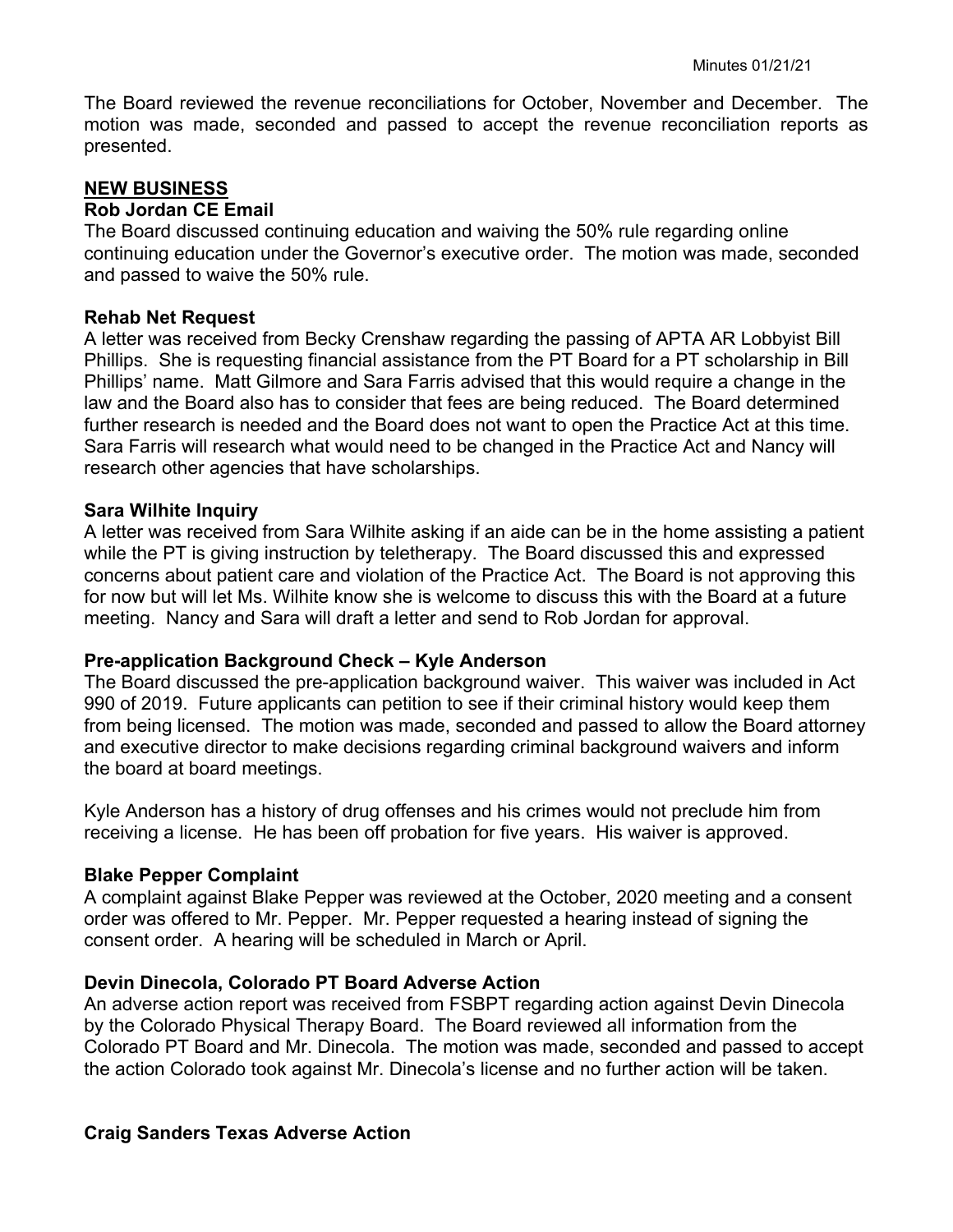The Board reviewed the revenue reconciliations for October, November and December. The motion was made, seconded and passed to accept the revenue reconciliation reports as presented.

## NEW BUSINESS

### Rob Jordan CE Email

The Board discussed continuing education and waiving the 50% rule regarding online continuing education under the Governor's executive order. The motion was made, seconded and passed to waive the 50% rule.

### Rehab Net Request

A letter was received from Becky Crenshaw regarding the passing of APTA AR Lobbyist Bill Phillips. She is requesting financial assistance from the PT Board for a PT scholarship in Bill Phillips' name. Matt Gilmore and Sara Farris advised that this would require a change in the law and the Board also has to consider that fees are being reduced. The Board determined further research is needed and the Board does not want to open the Practice Act at this time. Sara Farris will research what would need to be changed in the Practice Act and Nancy will research other agencies that have scholarships.

### Sara Wilhite Inquiry

A letter was received from Sara Wilhite asking if an aide can be in the home assisting a patient while the PT is giving instruction by teletherapy. The Board discussed this and expressed concerns about patient care and violation of the Practice Act. The Board is not approving this for now but will let Ms. Wilhite know she is welcome to discuss this with the Board at a future meeting. Nancy and Sara will draft a letter and send to Rob Jordan for approval.

### Pre-application Background Check – Kyle Anderson

The Board discussed the pre-application background waiver. This waiver was included in Act 990 of 2019. Future applicants can petition to see if their criminal history would keep them from being licensed. The motion was made, seconded and passed to allow the Board attorney and executive director to make decisions regarding criminal background waivers and inform the board at board meetings.

Kyle Anderson has a history of drug offenses and his crimes would not preclude him from receiving a license. He has been off probation for five years. His waiver is approved.

### Blake Pepper Complaint

A complaint against Blake Pepper was reviewed at the October, 2020 meeting and a consent order was offered to Mr. Pepper. Mr. Pepper requested a hearing instead of signing the consent order. A hearing will be scheduled in March or April.

### Devin Dinecola, Colorado PT Board Adverse Action

An adverse action report was received from FSBPT regarding action against Devin Dinecola by the Colorado Physical Therapy Board. The Board reviewed all information from the Colorado PT Board and Mr. Dinecola. The motion was made, seconded and passed to accept the action Colorado took against Mr. Dinecola's license and no further action will be taken.

### Craig Sanders Texas Adverse Action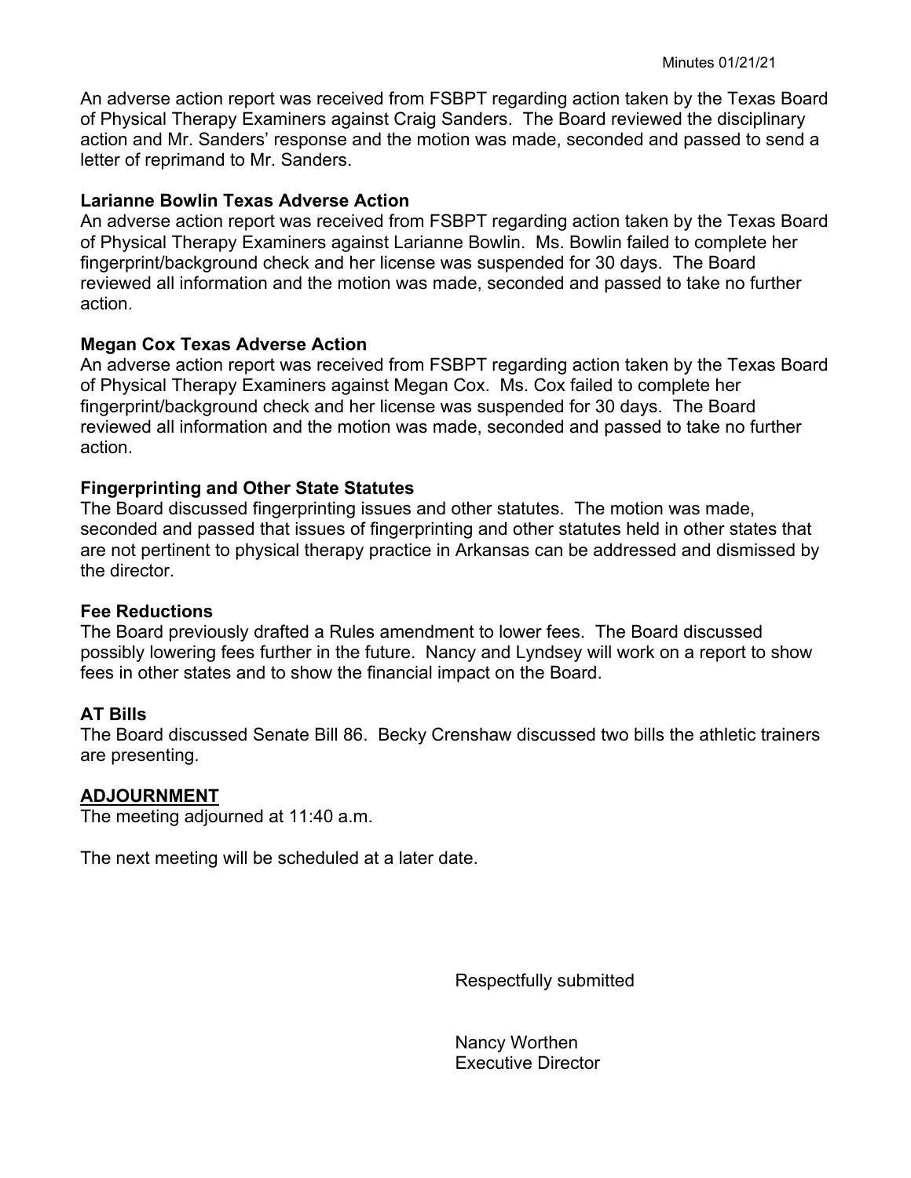An adverse action report was received from FSBPT regarding action taken by the Texas Board of Physical Therapy Examiners against Craig Sanders. The Board reviewed the disciplinary action and Mr. Sanders' response and the motion was made, seconded and passed to send a letter of reprimand to Mr. Sanders.

**Larianne Bowlin Texas Adverse Action**

An adverse action report was received from FSBPT regarding action taken by the Texas Board of Physical Therapy Examiners against Larianne Bowlin. Ms. Bowlin failed to complete her fingerprint/backgound check and her license was suspended for 30 days. The Board reviewed all information and the motion was made, seconded and passed to take no further action.

**Megan Cox Texas Adverse Action**

An adverse action report was received from FSBPT regarding action taken by the Texas Board of Physical Therapy Examiners against Megan Cox. Ms. Cox failed to complete her fingerprint/background check and her license was suspended for 30 days. The Board reviewed all information and the motion was made, seconded and passed to take no further action.

**Fingerprinting and Other State Statutes**

The Board discussed fingerprinting issues and other statutes. The motion was made, seconded and passed that issues of fingerprinting and other statutes held in other states that are not pertinent to physical therapy practice in Arkansas can be addressed and dismissed by the director.

**Fee Reductions**

The Board previously drafted a Rules amendment to lower fees. The Board discussed possibly lowering fees further in the future. Nancy and Lyndsey will work on a report to show fees in other states and to show the financial impact on the Board.

**AT Bills**

The Board discussed Senate Bill 86. Becky Crenshaw discussed two bills the athletic trainers are presenting.

**ADJOURNMENT**

The meeting adjourned at 11:40 a.m.

The next meeting will be scheduled at a later date.

Respectfully submitted

Nancy Worthen
Executive Director